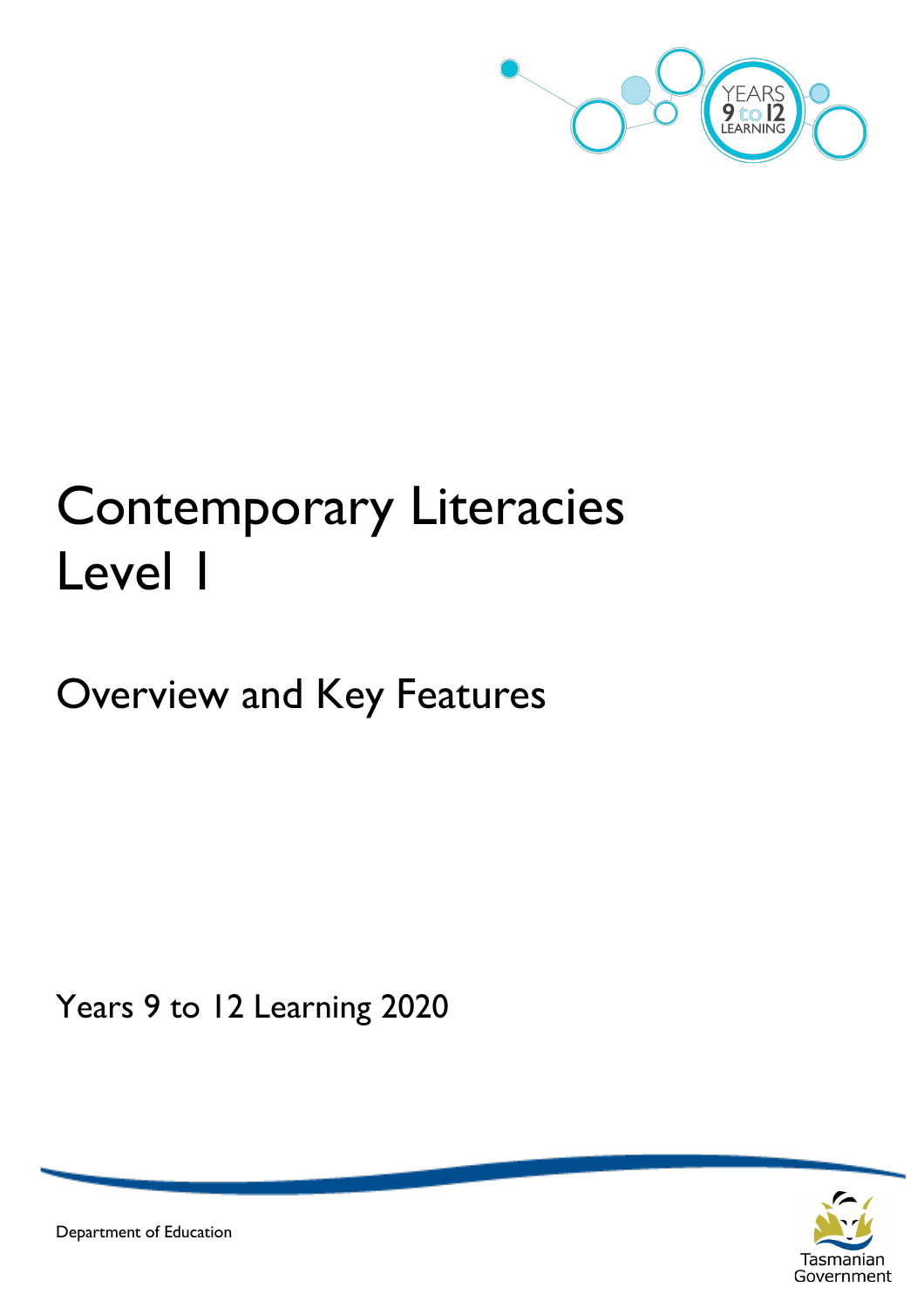# Contemporary Literacies Level 1

## Overview and Key Features

Years 9 to 12 Learning 2020

Department of Education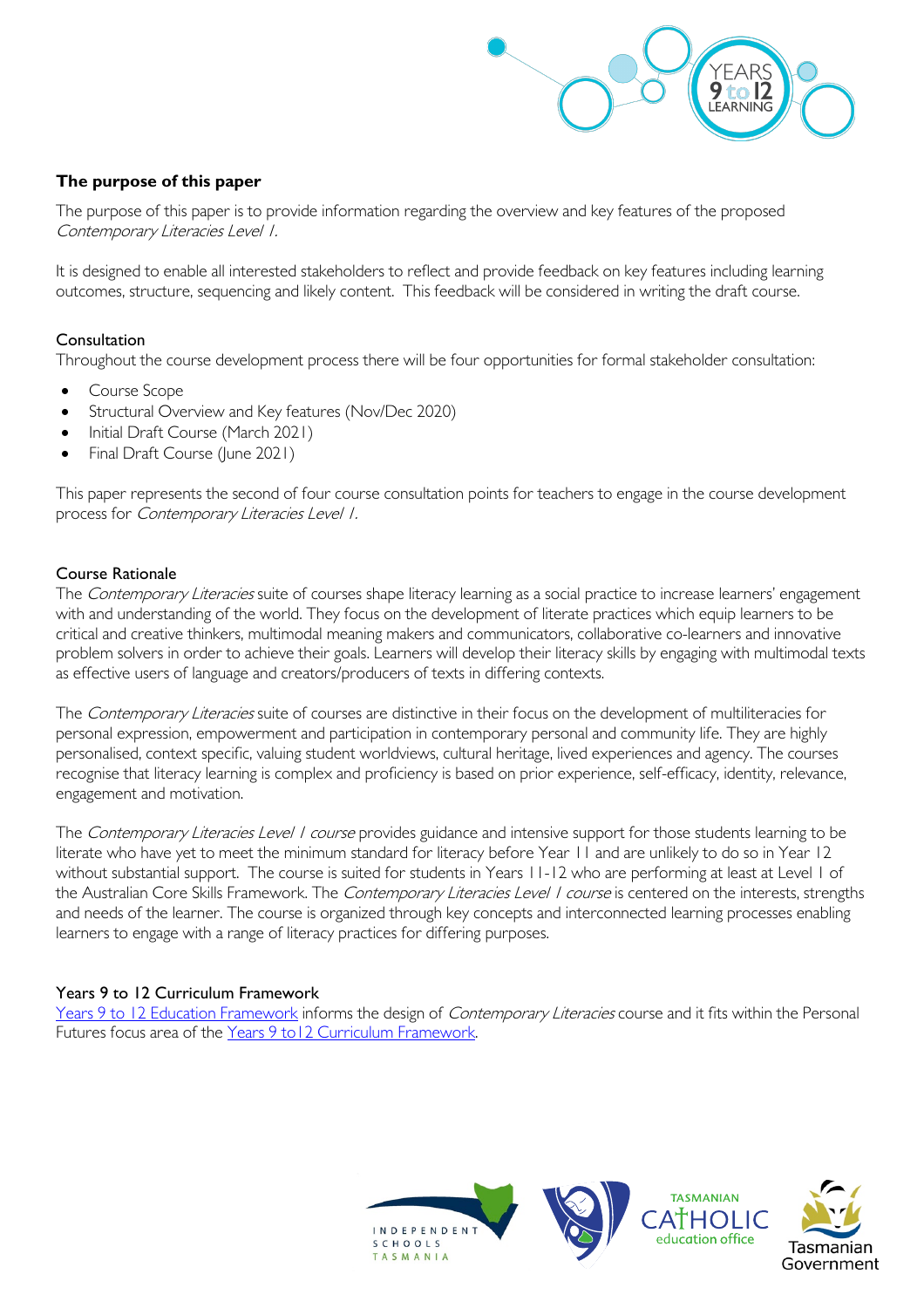## The purpose of this paper

The purpose of this paper is to provide information regarding the overview and key features of the proposed *Contemporary Literacies Level 1.*

It is designed to enable all interested stakeholders to reflect and provide feedback on key features including learning outcomes, structure, sequencing and likely content. This feedback will be considered in writing the draft course.

### Consultation

Throughout the course development process there will be four opportunities for formal stakeholder consultation:

- Course Scope
- Structural Overview and Key features (Nov/Dec 2020)
- Initial Draft Course (March 2021)
- Final Draft Course (June 2021)

This paper represents the second of four course consultation points for teachers to engage in the course development process for *Contemporary Literacies Level 1.*

### Course Rationale

The *Contemporary Literacies* suite of courses shape literacy learning as a social practice to increase learners' engagement with and understanding of the world. They focus on the development of literate practices which equip learners to be critical and creative thinkers, multimodal meaning makers and communicators, collaborative co-learners and innovative problem solvers in order to achieve their goals. Learners will develop their literacy skills by engaging with multimodal texts as effective users of language and creators/producers of texts in differing contexts.

The *Contemporary Literacies* suite of courses are distinctive in their focus on the development of multiliteracies for personal expression, empowerment and participation in contemporary personal and community life. They are highly personalised, context specific, valuing student worldviews, cultural heritage, lived experiences and agency. The courses recognise that literacy learning is complex and proficiency is based on prior experience, self-efficacy, identity, relevance, engagement and motivation.

The *Contemporary Literacies Level 1 course* provides guidance and intensive support for those students learning to be literate who have yet to meet the minimum standard for literacy before Year 11 and are unlikely to do so in Year 12 without substantial support. The course is suited for students in Years 11-12 who are performing at least at Level 1 of the Australian Core Skills Framework. The *Contemporary Literacies Level 1 course* is centered on the interests, strengths and needs of the learner. The course is organized through key concepts and interconnected learning processes enabling learners to engage with a range of literacy practices for differing purposes.

### Years 9 to 12 Curriculum Framework

Years 9 to 12 Education Framework informs the design of *Contemporary Literacies* course and it fits within the Personal Futures focus area of the Years 9 to12 Curriculum Framework.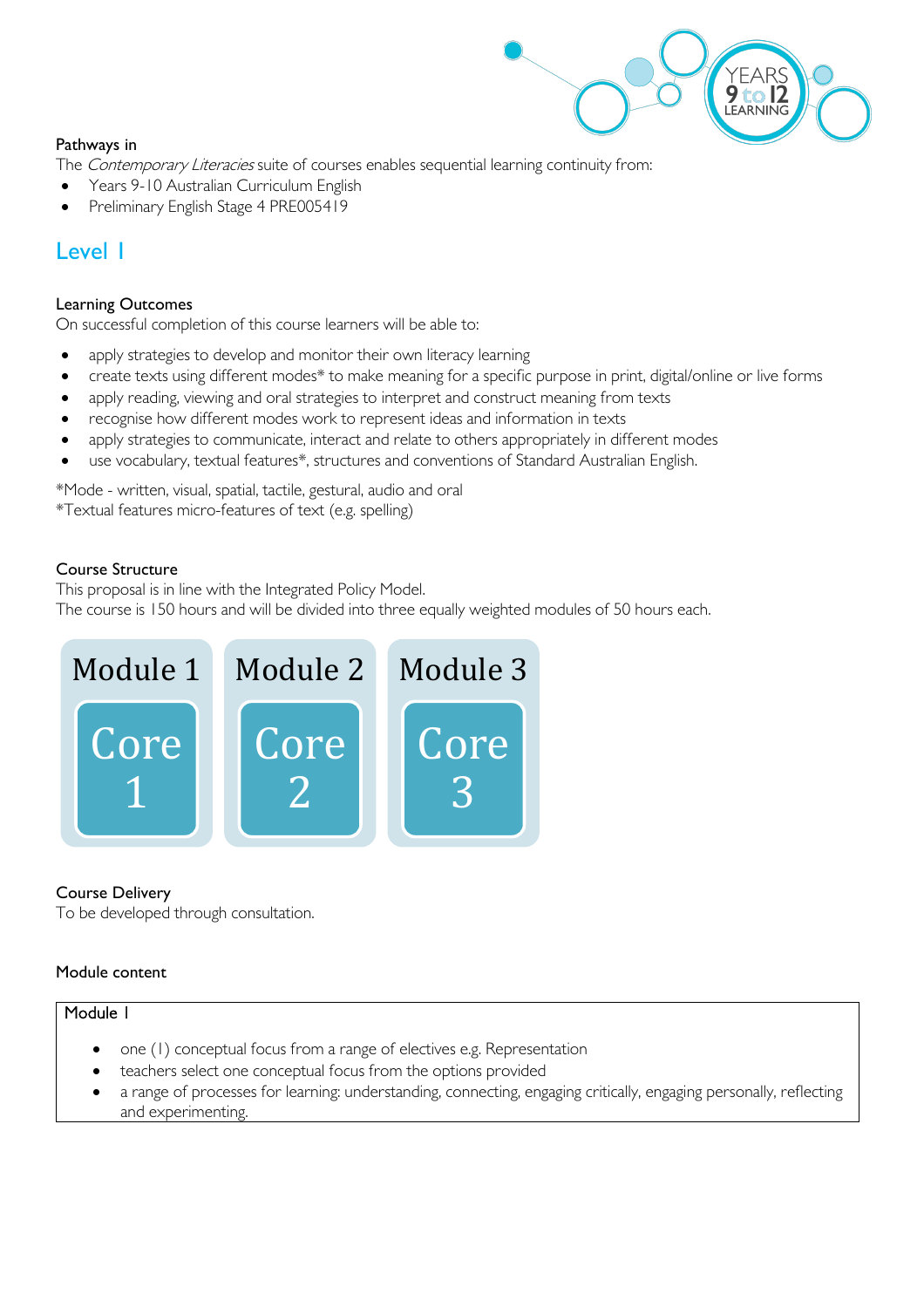Pathways in

The *Contemporary Literacies* suite of courses enables sequential learning continuity from:

- Years 9-10 Australian Curriculum English
- Preliminary English Stage 4 PRE005419

## Level 1

**Learning Outcomes**

On successful completion of this course learners will be able to:

- apply strategies to develop and monitor their own literacy learning
- create texts using different modes* to make meaning for a specific purpose in print, digital/online or live forms
- apply reading, viewing and oral strategies to interpret and construct meaning from texts
- recognise how different modes work to represent ideas and information in texts
- apply strategies to communicate, interact and relate to others appropriately in different modes
- use vocabulary, textual features*, structures and conventions of Standard Australian English.

*Mode - written, visual, spatial, tactile, gestural, audio and oral
*Textual features micro-features of text (e.g. spelling)

**Course Structure**

This proposal is in line with the Integrated Policy Model.
The course is 150 hours and will be divided into three equally weighted modules of 50 hours each.

| Module 1 | Module 2 | Module 3 |
|---|---|---|
| Core 1 | Core 2 | Core 3 |

**Course Delivery**

To be developed through consultation.

**Module content**

| Module 1 |
|---|
| • one (1) conceptual focus from a range of electives e.g. Representation<br>• teachers select one conceptual focus from the options provided<br>• a range of processes for learning: understanding, connecting, engaging critically, engaging personally, reflecting and experimenting. |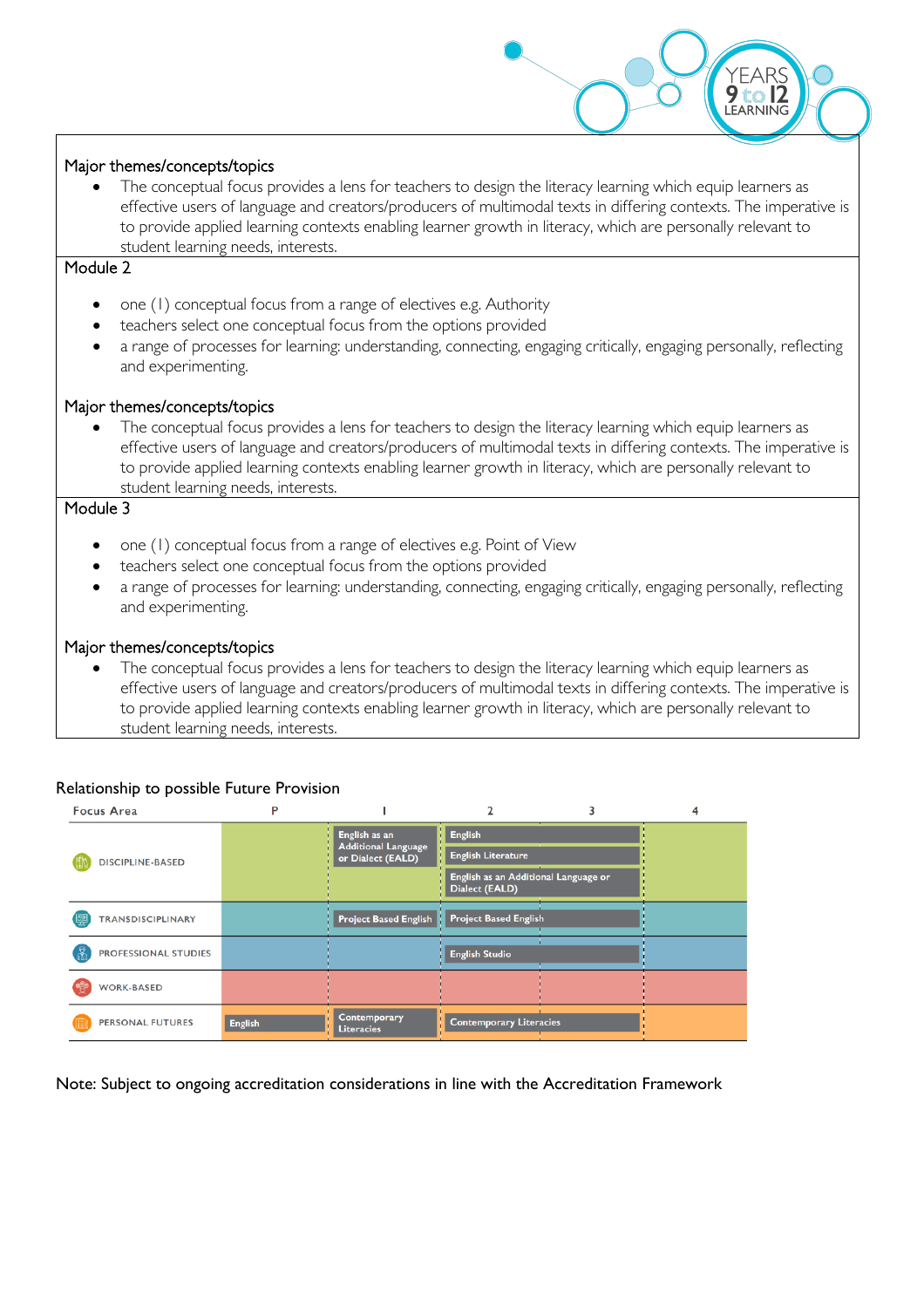**Major themes/concepts/topics**

- The conceptual focus provides a lens for teachers to design the literacy learning which equip learners as effective users of language and creators/producers of multimodal texts in differing contexts. The imperative is to provide applied learning contexts enabling learner growth in literacy, which are personally relevant to student learning needs, interests.

**Module 2**

- one (1) conceptual focus from a range of electives e.g. Authority
- teachers select one conceptual focus from the options provided
- a range of processes for learning: understanding, connecting, engaging critically, engaging personally, reflecting and experimenting.

**Major themes/concepts/topics**

- The conceptual focus provides a lens for teachers to design the literacy learning which equip learners as effective users of language and creators/producers of multimodal texts in differing contexts. The imperative is to provide applied learning contexts enabling learner growth in literacy, which are personally relevant to student learning needs, interests.

**Module 3**

- one (1) conceptual focus from a range of electives e.g. Point of View
- teachers select one conceptual focus from the options provided
- a range of processes for learning: understanding, connecting, engaging critically, engaging personally, reflecting and experimenting.

**Major themes/concepts/topics**

- The conceptual focus provides a lens for teachers to design the literacy learning which equip learners as effective users of language and creators/producers of multimodal texts in differing contexts. The imperative is to provide applied learning contexts enabling learner growth in literacy, which are personally relevant to student learning needs, interests.

## Relationship to possible Future Provision

Focus Area
P
1
2
3
4

DISCIPLINE-BASED
English as an Additional Language or Dialect (EALD)
English
English Literature
English as an Additional Language or Dialect (EALD)

TRANSDISCIPLINARY
Project Based English
Project Based English

PROFESSIONAL STUDIES
English Studio

WORK-BASED

PERSONAL FUTURES
English
Contemporary Literacies
Contemporary Literacies

Note: Subject to ongoing accreditation considerations in line with the Accreditation Framework